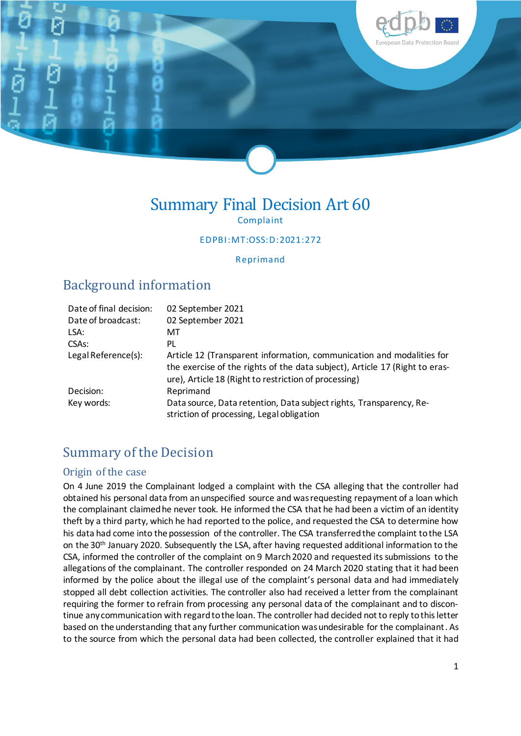# Summary Final Decision Art 60

Complaint

EDPBI:MT:OSS:D:2021:272

Reprimand

## Background information

| | |
|---|---|
| Date of final decision: | 02 September 2021 |
| Date of broadcast: | 02 September 2021 |
| LSA: | MT |
| CSAs: | PL |
| Legal Reference(s): | Article 12 (Transparent information, communication and modalities for the exercise of the rights of the data subject), Article 17 (Right to erasure), Article 18 (Right to restriction of processing) |
| Decision: | Reprimand |
| Key words: | Data source, Data retention, Data subject rights, Transparency, Restriction of processing, Legal obligation |

## Summary of the Decision

### Origin of the case

On 4 June 2019 the Complainant lodged a complaint with the CSA alleging that the controller had obtained his personal data from an unspecified source and was requesting repayment of a loan which the complainant claimed he never took. He informed the CSA that he had been a victim of an identity theft by a third party, which he had reported to the police, and requested the CSA to determine how his data had come into the possession of the controller. The CSA transferred the complaint to the LSA on the 30th January 2020. Subsequently the LSA, after having requested additional information to the CSA, informed the controller of the complaint on 9 March 2020 and requested its submissions to the allegations of the complainant. The controller responded on 24 March 2020 stating that it had been informed by the police about the illegal use of the complaint's personal data and had immediately stopped all debt collection activities. The controller also had received a letter from the complainant requiring the former to refrain from processing any personal data of the complainant and to discontinue any communication with regard to the loan. The controller had decided not to reply to this letter based on the understanding that any further communication was undesirable for the complainant. As to the source from which the personal data had been collected, the controller explained that it had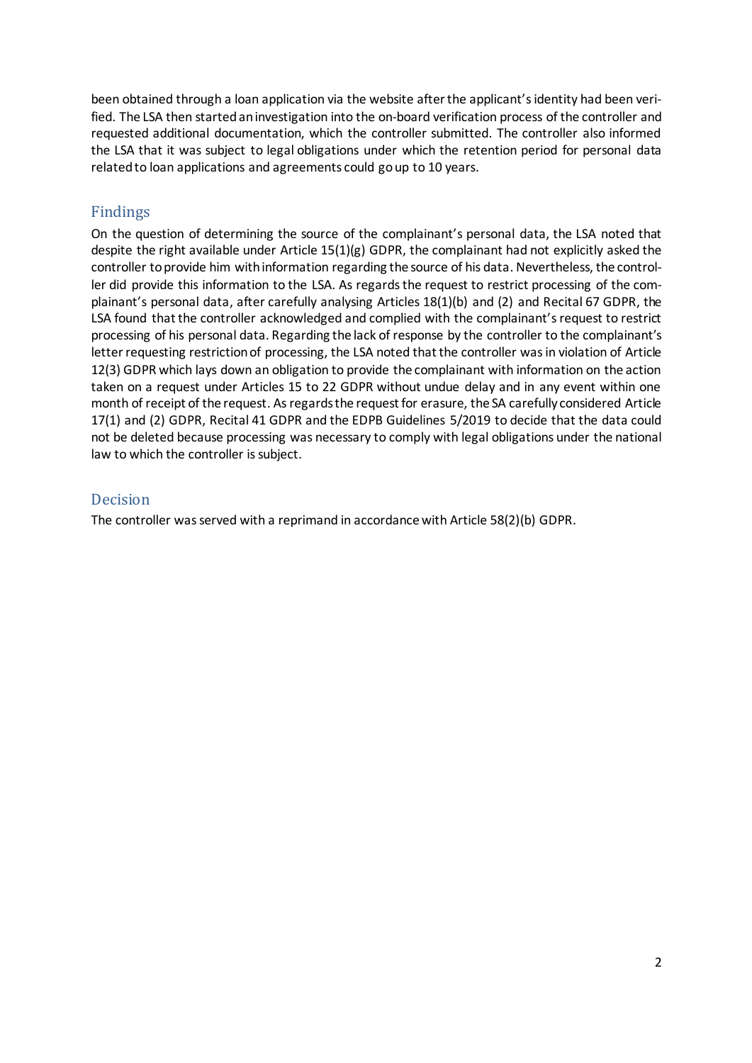been obtained through a loan application via the website after the applicant's identity had been verified. The LSA then started an investigation into the on-board verification process of the controller and requested additional documentation, which the controller submitted. The controller also informed the LSA that it was subject to legal obligations under which the retention period for personal data related to loan applications and agreements could go up to 10 years.

## Findings

On the question of determining the source of the complainant's personal data, the LSA noted that despite the right available under Article 15(1)(g) GDPR, the complainant had not explicitly asked the controller to provide him with information regarding the source of his data. Nevertheless, the controller did provide this information to the LSA. As regards the request to restrict processing of the complainant's personal data, after carefully analysing Articles 18(1)(b) and (2) and Recital 67 GDPR, the LSA found that the controller acknowledged and complied with the complainant's request to restrict processing of his personal data. Regarding the lack of response by the controller to the complainant's letter requesting restriction of processing, the LSA noted that the controller was in violation of Article 12(3) GDPR which lays down an obligation to provide the complainant with information on the action taken on a request under Articles 15 to 22 GDPR without undue delay and in any event within one month of receipt of the request. As regards the request for erasure, the SA carefully considered Article 17(1) and (2) GDPR, Recital 41 GDPR and the EDPB Guidelines 5/2019 to decide that the data could not be deleted because processing was necessary to comply with legal obligations under the national law to which the controller is subject.

## Decision

The controller was served with a reprimand in accordance with Article 58(2)(b) GDPR.